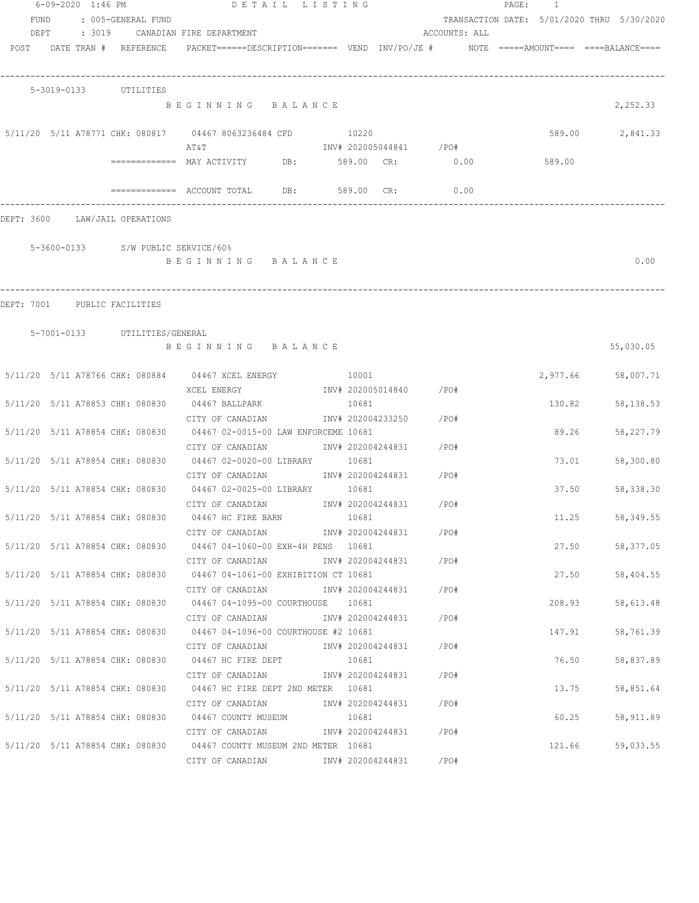6-09-2020 1:46 PM DETAIL LISTING

FUND : 005-GENERAL FUND — TRANSACTION DATE: 5/01/2020 THRU 5/30/2020

DEPT : 3019 CANADIAN FIRE DEPARTMENT — ACCOUNTS: ALL

| POST | DATE | TRAN # | REFERENCE | PACKET======DESCRIPTION======= | VEND | INV/PO/JE # | NOTE | =====AMOUNT==== | ====BALANCE==== |
|---|---|---|---|---|---|---|---|---|---|

**5-3019-0133 UTILITIES**

| | | | | | | | | | |
|---|---|---|---|---|---|---|---|---|---|
| | | | | BEGINNING BALANCE | | | | | 2,252.33 |
| 5/11/20 | 5/11 | A78771 | CHK: 080817 | 04467 8063236484 CFD AT&T | 10220 | INV# 202005044841 /PO# | | 589.00 | 2,841.33 |
| | | | | ============= MAY ACTIVITY DB: 589.00 CR: 0.00 | | | | 589.00 | |
| | | | | ============= ACCOUNT TOTAL DB: 589.00 CR: 0.00 | | | | | |

DEPT: 3600 LAW/JAIL OPERATIONS

**5-3600-0133 S/W PUBLIC SERVICE/60%**

| | | | | | | | | | |
|---|---|---|---|---|---|---|---|---|---|
| | | | | BEGINNING BALANCE | | | | | 0.00 |

DEPT: 7001 PUBLIC FACILITIES

**5-7001-0133 UTILITIES/GENERAL**

| | | | | | | | | | |
|---|---|---|---|---|---|---|---|---|---|
| | | | | BEGINNING BALANCE | | | | | 55,030.05 |
| 5/11/20 | 5/11 | A78766 | CHK: 080884 | 04467 XCEL ENERGY XCEL ENERGY | 10001 | INV# 202005014840 /PO# | | 2,977.66 | 58,007.71 |
| 5/11/20 | 5/11 | A78853 | CHK: 080830 | 04467 BALLPARK CITY OF CANADIAN | 10681 | INV# 202004233250 /PO# | | 130.82 | 58,138.53 |
| 5/11/20 | 5/11 | A78854 | CHK: 080830 | 04467 02-0015-00 LAW ENFORCEME CITY OF CANADIAN | 10681 | INV# 202004244831 /PO# | | 89.26 | 58,227.79 |
| 5/11/20 | 5/11 | A78854 | CHK: 080830 | 04467 02-0020-00 LIBRARY CITY OF CANADIAN | 10681 | INV# 202004244831 /PO# | | 73.01 | 58,300.80 |
| 5/11/20 | 5/11 | A78854 | CHK: 080830 | 04467 02-0025-00 LIBRARY CITY OF CANADIAN | 10681 | INV# 202004244831 /PO# | | 37.50 | 58,338.30 |
| 5/11/20 | 5/11 | A78854 | CHK: 080830 | 04467 HC FIRE BARN CITY OF CANADIAN | 10681 | INV# 202004244831 /PO# | | 11.25 | 58,349.55 |
| 5/11/20 | 5/11 | A78854 | CHK: 080830 | 04467 04-1060-00 EXH-4H PENS CITY OF CANADIAN | 10681 | INV# 202004244831 /PO# | | 27.50 | 58,377.05 |
| 5/11/20 | 5/11 | A78854 | CHK: 080830 | 04467 04-1061-00 EXHIBITION CT CITY OF CANADIAN | 10681 | INV# 202004244831 /PO# | | 27.50 | 58,404.55 |
| 5/11/20 | 5/11 | A78854 | CHK: 080830 | 04467 04-1095-00 COURTHOUSE CITY OF CANADIAN | 10681 | INV# 202004244831 /PO# | | 208.93 | 58,613.48 |
| 5/11/20 | 5/11 | A78854 | CHK: 080830 | 04467 04-1096-00 COURTHOUSE #2 CITY OF CANADIAN | 10681 | INV# 202004244831 /PO# | | 147.91 | 58,761.39 |
| 5/11/20 | 5/11 | A78854 | CHK: 080830 | 04467 HC FIRE DEPT CITY OF CANADIAN | 10681 | INV# 202004244831 /PO# | | 76.50 | 58,837.89 |
| 5/11/20 | 5/11 | A78854 | CHK: 080830 | 04467 HC FIRE DEPT 2ND METER CITY OF CANADIAN | 10681 | INV# 202004244831 /PO# | | 13.75 | 58,851.64 |
| 5/11/20 | 5/11 | A78854 | CHK: 080830 | 04467 COUNTY MUSEUM CITY OF CANADIAN | 10681 | INV# 202004244831 /PO# | | 60.25 | 58,911.89 |
| 5/11/20 | 5/11 | A78854 | CHK: 080830 | 04467 COUNTY MUSEUM 2ND METER CITY OF CANADIAN | 10681 | INV# 202004244831 /PO# | | 121.66 | 59,033.55 |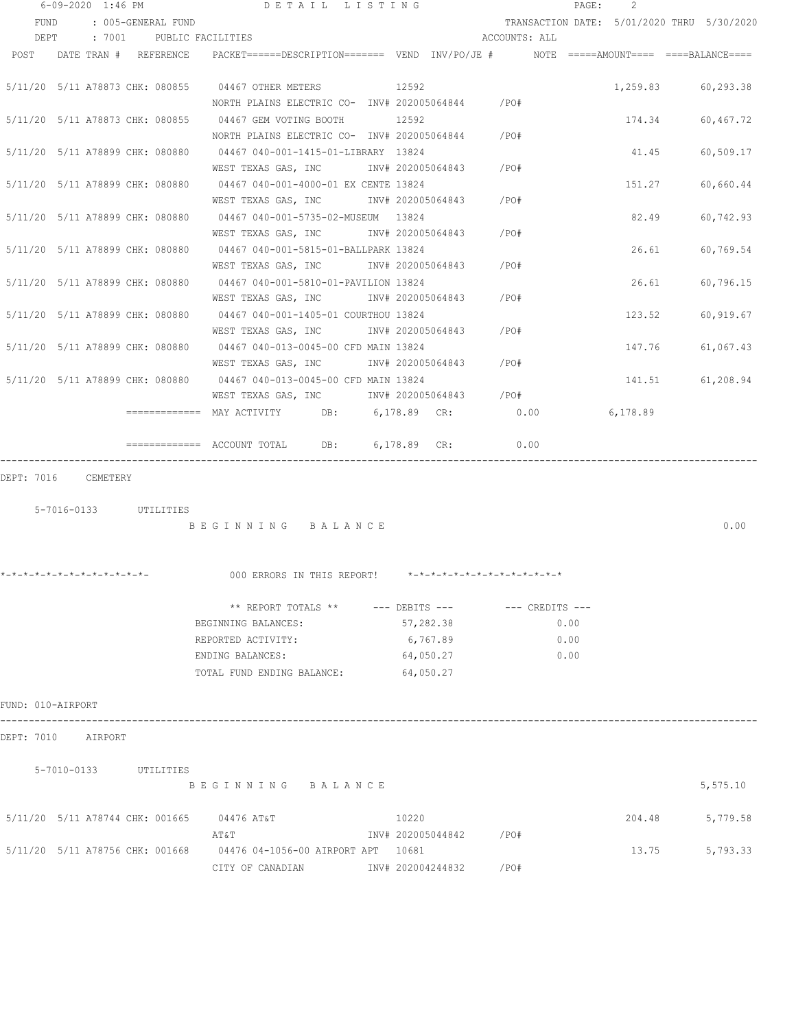6-09-2020 1:46 PM DETAIL LISTING

FUND : 005-GENERAL FUND TRANSACTION DATE: 5/01/2020 THRU 5/30/2020

DEPT : 7001 PUBLIC FACILITIES ACCOUNTS: ALL

| POST | DATE | TRAN # | REFERENCE | PACKET======DESCRIPTION======= | VEND | INV/PO/JE # | NOTE | =====AMOUNT==== | ====BALANCE==== |
|---|---|---|---|---|---|---|---|---|---|
| 5/11/20 | 5/11 | A78873 | CHK: 080855 | 04467 OTHER METERS<br>NORTH PLAINS ELECTRIC CO- | 12592 | INV# 202005064844 /PO# | | 1,259.83 | 60,293.38 |
| 5/11/20 | 5/11 | A78873 | CHK: 080855 | 04467 GEM VOTING BOOTH<br>NORTH PLAINS ELECTRIC CO- | 12592 | INV# 202005064844 /PO# | | 174.34 | 60,467.72 |
| 5/11/20 | 5/11 | A78899 | CHK: 080880 | 04467 040-001-1415-01-LIBRARY<br>WEST TEXAS GAS, INC | 13824 | INV# 202005064843 /PO# | | 41.45 | 60,509.17 |
| 5/11/20 | 5/11 | A78899 | CHK: 080880 | 04467 040-001-4000-01 EX CENTE<br>WEST TEXAS GAS, INC | 13824 | INV# 202005064843 /PO# | | 151.27 | 60,660.44 |
| 5/11/20 | 5/11 | A78899 | CHK: 080880 | 04467 040-001-5735-02-MUSEUM<br>WEST TEXAS GAS, INC | 13824 | INV# 202005064843 /PO# | | 82.49 | 60,742.93 |
| 5/11/20 | 5/11 | A78899 | CHK: 080880 | 04467 040-001-5815-01-BALLPARK<br>WEST TEXAS GAS, INC | 13824 | INV# 202005064843 /PO# | | 26.61 | 60,769.54 |
| 5/11/20 | 5/11 | A78899 | CHK: 080880 | 04467 040-001-5810-01-PAVILION<br>WEST TEXAS GAS, INC | 13824 | INV# 202005064843 /PO# | | 26.61 | 60,796.15 |
| 5/11/20 | 5/11 | A78899 | CHK: 080880 | 04467 040-001-1405-01 COURTHOU<br>WEST TEXAS GAS, INC | 13824 | INV# 202005064843 /PO# | | 123.52 | 60,919.67 |
| 5/11/20 | 5/11 | A78899 | CHK: 080880 | 04467 040-013-0045-00 CFD MAIN<br>WEST TEXAS GAS, INC | 13824 | INV# 202005064843 /PO# | | 147.76 | 61,067.43 |
| 5/11/20 | 5/11 | A78899 | CHK: 080880 | 04467 040-013-0045-00 CFD MAIN<br>WEST TEXAS GAS, INC | 13824 | INV# 202005064843 /PO# | | 141.51 | 61,208.94 |

============= MAY ACTIVITY DB: 6,178.89 CR: 0.00 6,178.89

============= ACCOUNT TOTAL DB: 6,178.89 CR: 0.00

DEPT: 7016 CEMETERY

5-7016-0133 UTILITIES

B E G I N N I N G   B A L A N C E 0.00

*-*-*-*-*-*-*-*-*-*-*-*-*- 000 ERRORS IN THIS REPORT! *-*-*-*-*-*-*-*-*-*-*-*-*-*

| ** REPORT TOTALS ** | --- DEBITS --- | --- CREDITS --- |
|---|---|---|
| BEGINNING BALANCES: | 57,282.38 | 0.00 |
| REPORTED ACTIVITY: | 6,767.89 | 0.00 |
| ENDING BALANCES: | 64,050.27 | 0.00 |
| TOTAL FUND ENDING BALANCE: | 64,050.27 | |

FUND: 010-AIRPORT

DEPT: 7010 AIRPORT

5-7010-0133 UTILITIES

B E G I N N I N G   B A L A N C E 5,575.10

| POST | DATE | TRAN # | REFERENCE | PACKET======DESCRIPTION======= | VEND | INV/PO/JE # | NOTE | =====AMOUNT==== | ====BALANCE==== |
|---|---|---|---|---|---|---|---|---|---|
| 5/11/20 | 5/11 | A78744 | CHK: 001665 | 04476 AT&T<br>AT&T | 10220 | INV# 202005044842 /PO# | | 204.48 | 5,779.58 |
| 5/11/20 | 5/11 | A78756 | CHK: 001668 | 04476 04-1056-00 AIRPORT APT<br>CITY OF CANADIAN | 10681 | INV# 202004244832 /PO# | | 13.75 | 5,793.33 |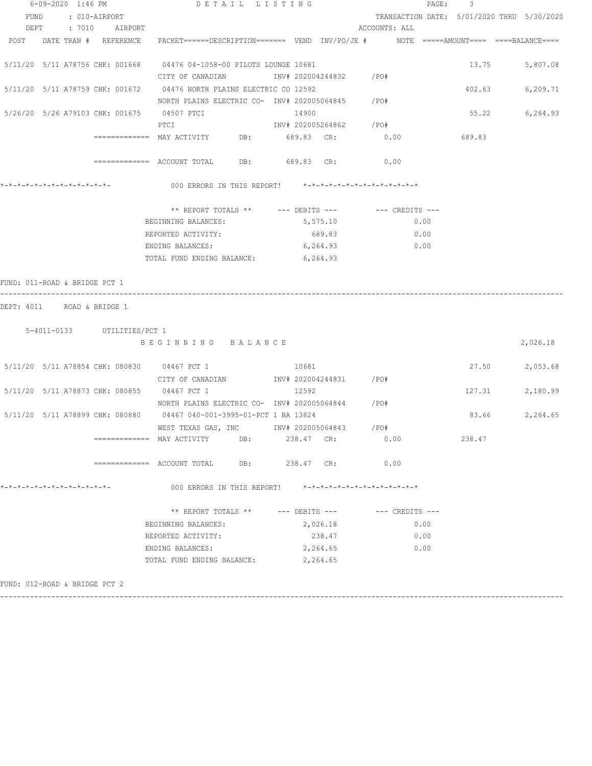6-09-2020 1:46 PM DETAIL LISTING

FUND : 010-AIRPORT TRANSACTION DATE: 5/01/2020 THRU 5/30/2020
DEPT : 7010 AIRPORT ACCOUNTS: ALL

```
POST    DATE TRAN #  REFERENCE   PACKET======DESCRIPTION======= VEND  INV/PO/JE #      NOTE =====AMOUNT==== ====BALANCE====

5/11/20  5/11 A78756 CHK: 001668    04476 04-1058-00 PILOTS LOUNGE 10681                                  13.75       5,807.08
                                    CITY OF CANADIAN          INV# 202004244832     /PO#
5/11/20  5/11 A78759 CHK: 001672    04476 NORTH PLAINS ELECTRIC CO 12592                                 402.63       6,209.71
                                    NORTH PLAINS ELECTRIC CO- INV# 202005064845     /PO#
5/26/20  5/26 A79103 CHK: 001675    04507 PTCI                    14900                                   55.22       6,264.93
                                    PTCI                      INV# 202005264862     /PO#
                     ============= MAY ACTIVITY      DB:       689.83  CR:          0.00           689.83

                     ============= ACCOUNT TOTAL     DB:       689.83  CR:          0.00

*-*-*-*-*-*-*-*-*-*-*-*-*-*-         000 ERRORS IN THIS REPORT!    *-*-*-*-*-*-*-*-*-*-*-*-*-*

                                   ** REPORT TOTALS **      --- DEBITS ---        --- CREDITS ---
                             BEGINNING BALANCES:               5,575.10                 0.00
                             REPORTED ACTIVITY:                  689.83                 0.00
                             ENDING BALANCES:                  6,264.93                 0.00
                             TOTAL FUND ENDING BALANCE:        6,264.93
```

FUND: 011-ROAD & BRIDGE PCT 1

DEPT: 4011 ROAD & BRIDGE 1

```
     5-4011-0133      UTILITIES/PCT 1
                            B E G I N N I N G   B A L A N C E                                                     2,026.18

5/11/20  5/11 A78854 CHK: 080830    04467 PCT 1                   10681                                   27.50       2,053.68
                                    CITY OF CANADIAN          INV# 202004244831     /PO#
5/11/20  5/11 A78873 CHK: 080855    04467 PCT 1                   12592                                  127.31       2,180.99
                                    NORTH PLAINS ELECTRIC CO- INV# 202005064844     /PO#
5/11/20  5/11 A78899 CHK: 080880    04467 040-001-3995-01-PCT 1 BA 13824                                  83.66       2,264.65
                                    WEST TEXAS GAS, INC       INV# 202005064843     /PO#
                     ============= MAY ACTIVITY      DB:       238.47  CR:          0.00           238.47

                     ============= ACCOUNT TOTAL     DB:       238.47  CR:          0.00

*-*-*-*-*-*-*-*-*-*-*-*-*-*-         000 ERRORS IN THIS REPORT!    *-*-*-*-*-*-*-*-*-*-*-*-*-*

                                   ** REPORT TOTALS **      --- DEBITS ---        --- CREDITS ---
                             BEGINNING BALANCES:               2,026.18                 0.00
                             REPORTED ACTIVITY:                  238.47                 0.00
                             ENDING BALANCES:                  2,264.65                 0.00
                             TOTAL FUND ENDING BALANCE:        2,264.65
```

FUND: 012-ROAD & BRIDGE PCT 2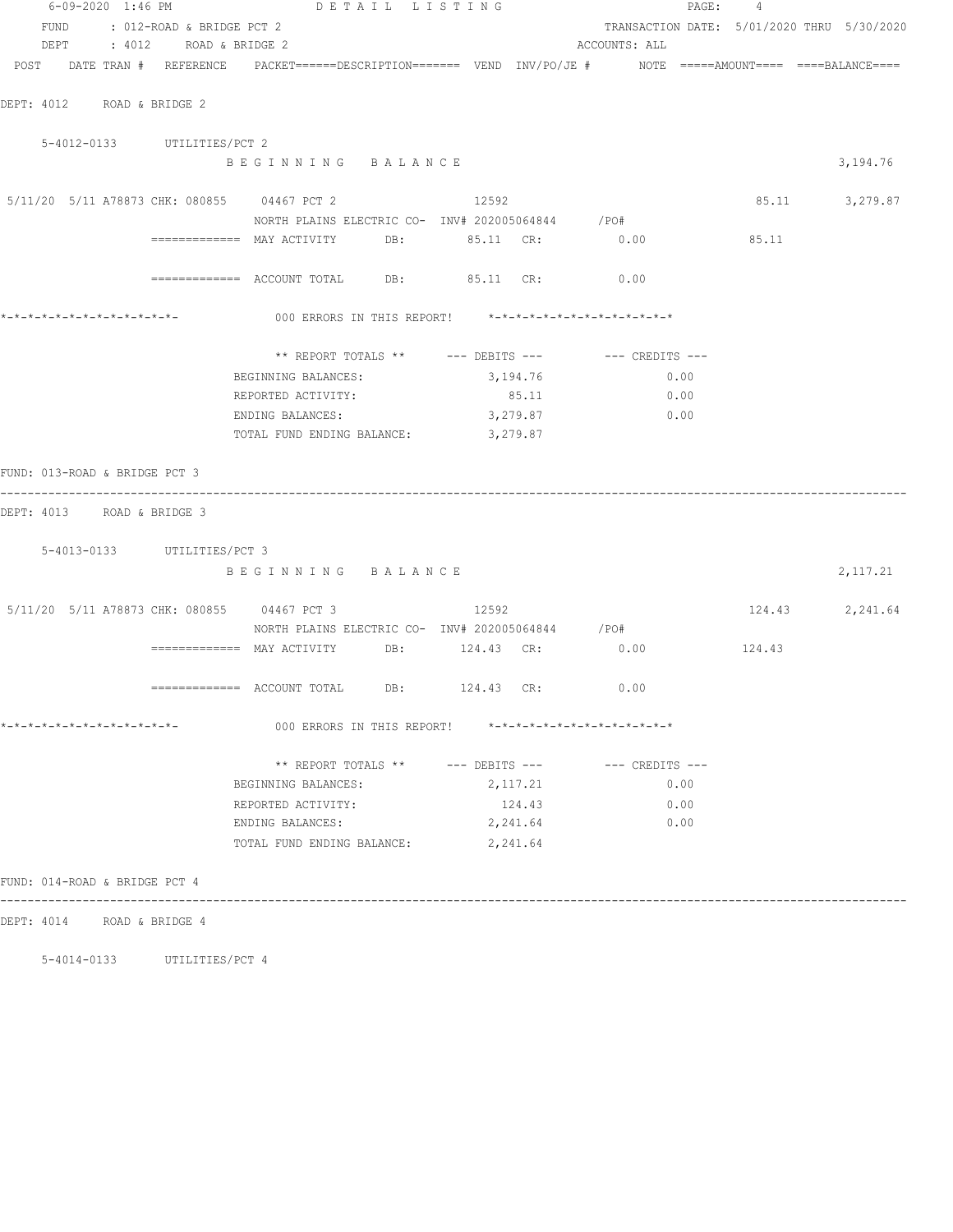DETAIL LISTING

FUND : 012-ROAD & BRIDGE PCT 2 TRANSACTION DATE: 5/01/2020 THRU 5/30/2020
DEPT : 4012 ROAD & BRIDGE 2 ACCOUNTS: ALL

POST DATE TRAN # REFERENCE PACKET======DESCRIPTION======= VEND INV/PO/JE # NOTE =====AMOUNT==== ====BALANCE====

DEPT: 4012 ROAD & BRIDGE 2

5-4012-0133 UTILITIES/PCT 2

B E G I N N I N G B A L A N C E 3,194.76

5/11/20 5/11 A78873 CHK: 080855 04467 PCT 2 12592 85.11 3,279.87
NORTH PLAINS ELECTRIC CO- INV# 202005064844 /PO#

============= MAY ACTIVITY DB: 85.11 CR: 0.00 85.11

============= ACCOUNT TOTAL DB: 85.11 CR: 0.00

*-*-*-*-*-*-*-*-*-*-*-*-*- 000 ERRORS IN THIS REPORT! *-*-*-*-*-*-*-*-*-*-*-*-*-*

| ** REPORT TOTALS ** | --- DEBITS --- | --- CREDITS --- |
|---|---|---|
| BEGINNING BALANCES: | 3,194.76 | 0.00 |
| REPORTED ACTIVITY: | 85.11 | 0.00 |
| ENDING BALANCES: | 3,279.87 | 0.00 |
| TOTAL FUND ENDING BALANCE: | 3,279.87 | |

FUND: 013-ROAD & BRIDGE PCT 3

DEPT: 4013 ROAD & BRIDGE 3

5-4013-0133 UTILITIES/PCT 3

B E G I N N I N G B A L A N C E 2,117.21

5/11/20 5/11 A78873 CHK: 080855 04467 PCT 3 12592 124.43 2,241.64
NORTH PLAINS ELECTRIC CO- INV# 202005064844 /PO#

============= MAY ACTIVITY DB: 124.43 CR: 0.00 124.43

============= ACCOUNT TOTAL DB: 124.43 CR: 0.00

*-*-*-*-*-*-*-*-*-*-*-*-*- 000 ERRORS IN THIS REPORT! *-*-*-*-*-*-*-*-*-*-*-*-*-*

| ** REPORT TOTALS ** | --- DEBITS --- | --- CREDITS --- |
|---|---|---|
| BEGINNING BALANCES: | 2,117.21 | 0.00 |
| REPORTED ACTIVITY: | 124.43 | 0.00 |
| ENDING BALANCES: | 2,241.64 | 0.00 |
| TOTAL FUND ENDING BALANCE: | 2,241.64 | |

FUND: 014-ROAD & BRIDGE PCT 4

DEPT: 4014 ROAD & BRIDGE 4

5-4014-0133 UTILITIES/PCT 4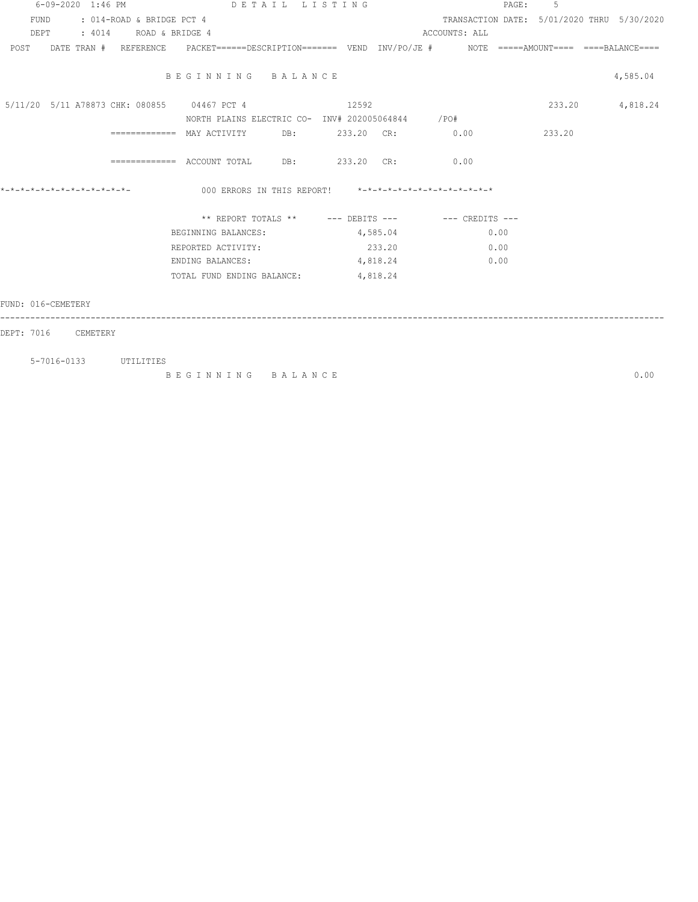6-09-2020 1:46 PM DETAIL LISTING

FUND : 014-ROAD & BRIDGE PCT 4 TRANSACTION DATE: 5/01/2020 THRU 5/30/2020
DEPT : 4014 ROAD & BRIDGE 4 ACCOUNTS: ALL

| POST | DATE | TRAN # | REFERENCE | PACKET======DESCRIPTION======= | VEND | INV/PO/JE # | NOTE | =====AMOUNT==== | ====BALANCE==== |
|---|---|---|---|---|---|---|---|---|---|
| | | | | BEGINNING BALANCE | | | | | 4,585.04 |
| 5/11/20 | 5/11 | A78873 | CHK: 080855 | 04467 PCT 4 | 12592 | | | 233.20 | 4,818.24 |
| | | | | NORTH PLAINS ELECTRIC CO- INV# 202005064844 | | /PO# | | | |
| | | | ============= | MAY ACTIVITY DB: 233.20 CR: 0.00 | | | | 233.20 | |
| | | | ============= | ACCOUNT TOTAL DB: 233.20 CR: 0.00 | | | | | |

*-*-*-*-*-*-*-*-*-*-*-*-*- 000 ERRORS IN THIS REPORT! *-*-*-*-*-*-*-*-*-*-*-*-*-*

| ** REPORT TOTALS ** | --- DEBITS --- | --- CREDITS --- |
|---|---|---|
| BEGINNING BALANCES: | 4,585.04 | 0.00 |
| REPORTED ACTIVITY: | 233.20 | 0.00 |
| ENDING BALANCES: | 4,818.24 | 0.00 |
| TOTAL FUND ENDING BALANCE: | 4,818.24 | |

FUND: 016-CEMETERY

DEPT: 7016 CEMETERY

5-7016-0133 UTILITIES

BEGINNING BALANCE 0.00